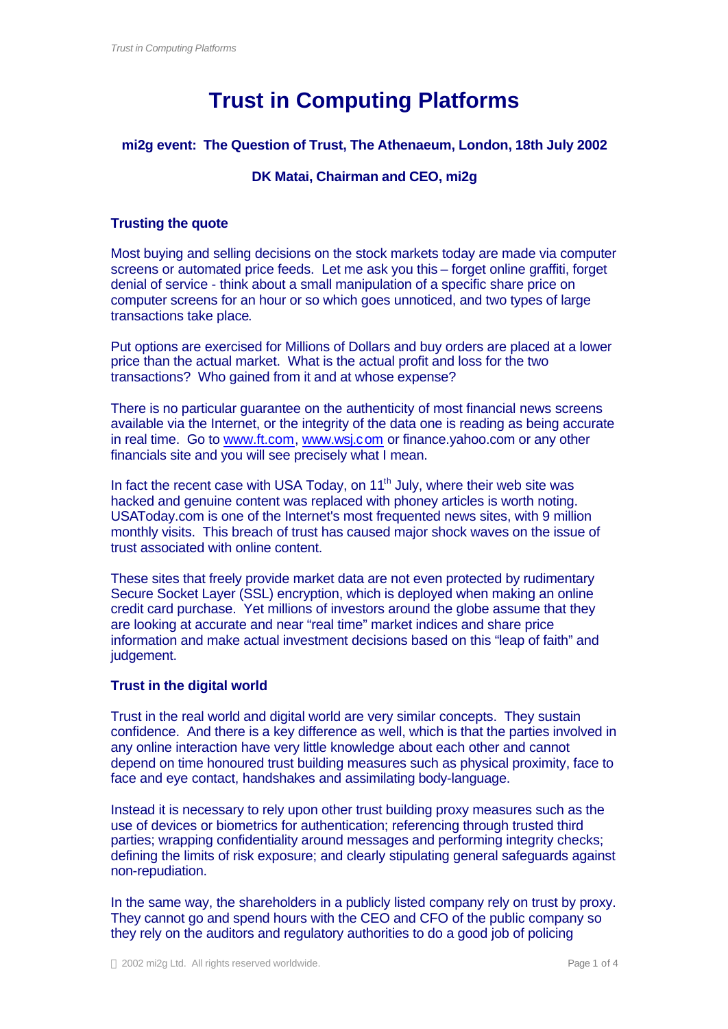# Trust in Computing Platforms

**mi2g event: The Question of Trust, The Athenaeum, London, 18th July 2002**

**DK Matai, Chairman and CEO, mi2g**

## Trusting the quote

Most buying and selling decisions on the stock markets today are made via computer screens or automated price feeds. Let me ask you this – forget online graffiti, forget denial of service - think about a small manipulation of a specific share price on computer screens for an hour or so which goes unnoticed, and two types of large transactions take place.

Put options are exercised for Millions of Dollars and buy orders are placed at a lower price than the actual market. What is the actual profit and loss for the two transactions? Who gained from it and at whose expense?

There is no particular guarantee on the authenticity of most financial news screens available via the Internet, or the integrity of the data one is reading as being accurate in real time. Go to www.ft.com, www.wsj.com or finance.yahoo.com or any other financials site and you will see precisely what I mean.

In fact the recent case with USA Today, on 11th July, where their web site was hacked and genuine content was replaced with phoney articles is worth noting. USAToday.com is one of the Internet's most frequented news sites, with 9 million monthly visits. This breach of trust has caused major shock waves on the issue of trust associated with online content.

These sites that freely provide market data are not even protected by rudimentary Secure Socket Layer (SSL) encryption, which is deployed when making an online credit card purchase. Yet millions of investors around the globe assume that they are looking at accurate and near "real time" market indices and share price information and make actual investment decisions based on this "leap of faith" and judgement.

## Trust in the digital world

Trust in the real world and digital world are very similar concepts. They sustain confidence. And there is a key difference as well, which is that the parties involved in any online interaction have very little knowledge about each other and cannot depend on time honoured trust building measures such as physical proximity, face to face and eye contact, handshakes and assimilating body-language.

Instead it is necessary to rely upon other trust building proxy measures such as the use of devices or biometrics for authentication; referencing through trusted third parties; wrapping confidentiality around messages and performing integrity checks; defining the limits of risk exposure; and clearly stipulating general safeguards against non-repudiation.

In the same way, the shareholders in a publicly listed company rely on trust by proxy. They cannot go and spend hours with the CEO and CFO of the public company so they rely on the auditors and regulatory authorities to do a good job of policing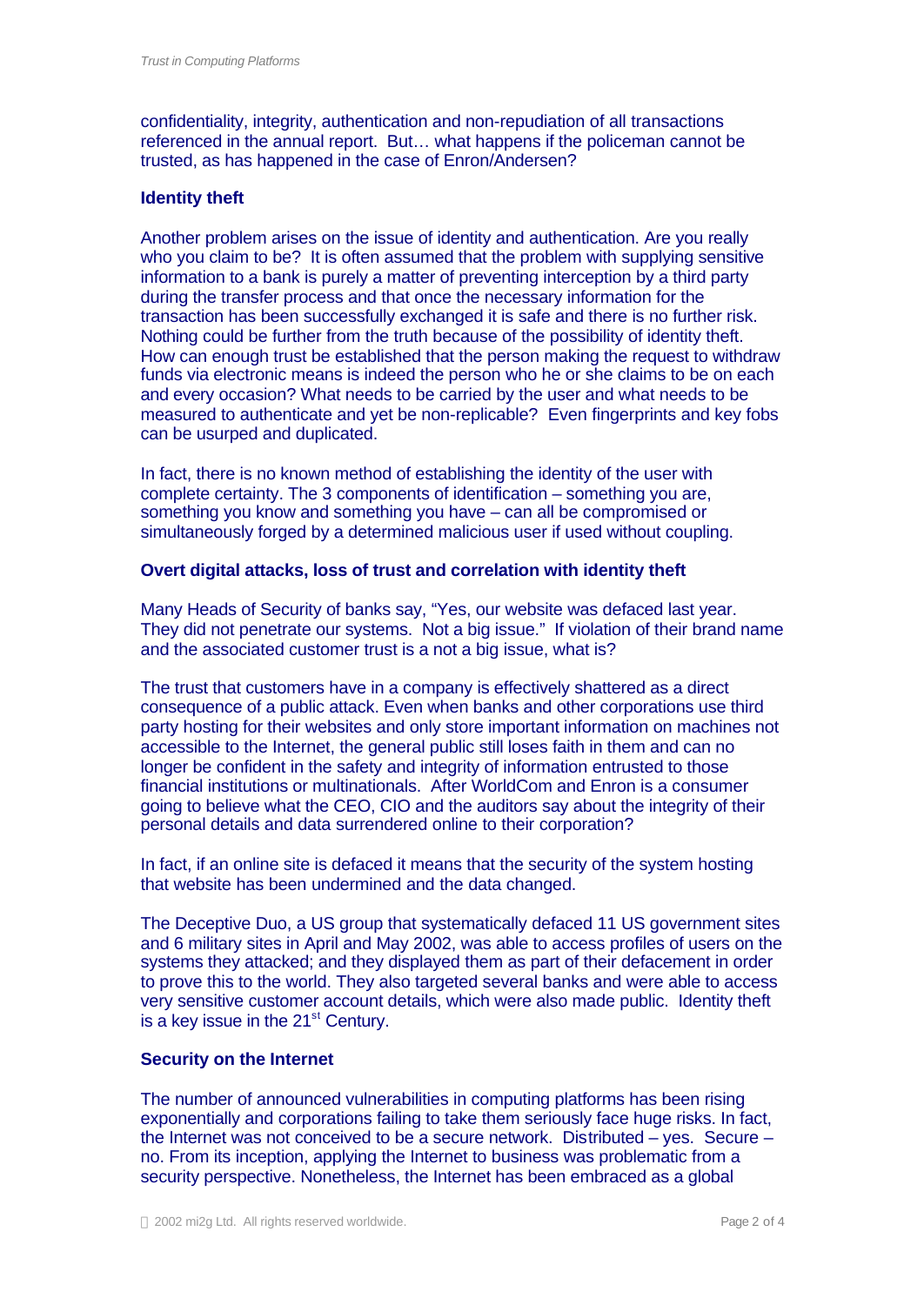confidentiality, integrity, authentication and non-repudiation of all transactions referenced in the annual report. But… what happens if the policeman cannot be trusted, as has happened in the case of Enron/Andersen?

**Identity theft**

Another problem arises on the issue of identity and authentication. Are you really who you claim to be? It is often assumed that the problem with supplying sensitive information to a bank is purely a matter of preventing interception by a third party during the transfer process and that once the necessary information for the transaction has been successfully exchanged it is safe and there is no further risk. Nothing could be further from the truth because of the possibility of identity theft. How can enough trust be established that the person making the request to withdraw funds via electronic means is indeed the person who he or she claims to be on each and every occasion? What needs to be carried by the user and what needs to be measured to authenticate and yet be non-replicable? Even fingerprints and key fobs can be usurped and duplicated.

In fact, there is no known method of establishing the identity of the user with complete certainty. The 3 components of identification – something you are, something you know and something you have – can all be compromised or simultaneously forged by a determined malicious user if used without coupling.

**Overt digital attacks, loss of trust and correlation with identity theft**

Many Heads of Security of banks say, "Yes, our website was defaced last year. They did not penetrate our systems. Not a big issue." If violation of their brand name and the associated customer trust is a not a big issue, what is?

The trust that customers have in a company is effectively shattered as a direct consequence of a public attack. Even when banks and other corporations use third party hosting for their websites and only store important information on machines not accessible to the Internet, the general public still loses faith in them and can no longer be confident in the safety and integrity of information entrusted to those financial institutions or multinationals. After WorldCom and Enron is a consumer going to believe what the CEO, CIO and the auditors say about the integrity of their personal details and data surrendered online to their corporation?

In fact, if an online site is defaced it means that the security of the system hosting that website has been undermined and the data changed.

The Deceptive Duo, a US group that systematically defaced 11 US government sites and 6 military sites in April and May 2002, was able to access profiles of users on the systems they attacked; and they displayed them as part of their defacement in order to prove this to the world. They also targeted several banks and were able to access very sensitive customer account details, which were also made public. Identity theft is a key issue in the 21st Century.

**Security on the Internet**

The number of announced vulnerabilities in computing platforms has been rising exponentially and corporations failing to take them seriously face huge risks. In fact, the Internet was not conceived to be a secure network. Distributed – yes. Secure – no. From its inception, applying the Internet to business was problematic from a security perspective. Nonetheless, the Internet has been embraced as a global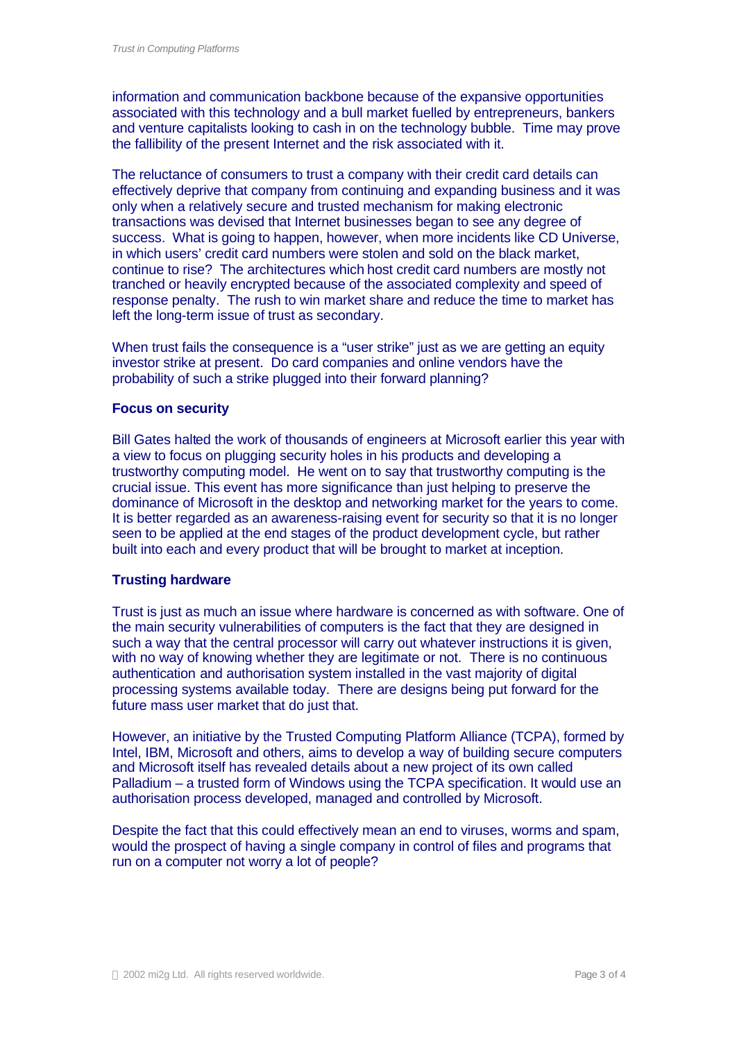information and communication backbone because of the expansive opportunities associated with this technology and a bull market fuelled by entrepreneurs, bankers and venture capitalists looking to cash in on the technology bubble. Time may prove the fallibility of the present Internet and the risk associated with it.

The reluctance of consumers to trust a company with their credit card details can effectively deprive that company from continuing and expanding business and it was only when a relatively secure and trusted mechanism for making electronic transactions was devised that Internet businesses began to see any degree of success. What is going to happen, however, when more incidents like CD Universe, in which users' credit card numbers were stolen and sold on the black market, continue to rise? The architectures which host credit card numbers are mostly not tranched or heavily encrypted because of the associated complexity and speed of response penalty. The rush to win market share and reduce the time to market has left the long-term issue of trust as secondary.

When trust fails the consequence is a "user strike" just as we are getting an equity investor strike at present. Do card companies and online vendors have the probability of such a strike plugged into their forward planning?

**Focus on security**

Bill Gates halted the work of thousands of engineers at Microsoft earlier this year with a view to focus on plugging security holes in his products and developing a trustworthy computing model. He went on to say that trustworthy computing is the crucial issue. This event has more significance than just helping to preserve the dominance of Microsoft in the desktop and networking market for the years to come. It is better regarded as an awareness-raising event for security so that it is no longer seen to be applied at the end stages of the product development cycle, but rather built into each and every product that will be brought to market at inception.

**Trusting hardware**

Trust is just as much an issue where hardware is concerned as with software. One of the main security vulnerabilities of computers is the fact that they are designed in such a way that the central processor will carry out whatever instructions it is given, with no way of knowing whether they are legitimate or not. There is no continuous authentication and authorisation system installed in the vast majority of digital processing systems available today. There are designs being put forward for the future mass user market that do just that.

However, an initiative by the Trusted Computing Platform Alliance (TCPA), formed by Intel, IBM, Microsoft and others, aims to develop a way of building secure computers and Microsoft itself has revealed details about a new project of its own called Palladium – a trusted form of Windows using the TCPA specification. It would use an authorisation process developed, managed and controlled by Microsoft.

Despite the fact that this could effectively mean an end to viruses, worms and spam, would the prospect of having a single company in control of files and programs that run on a computer not worry a lot of people?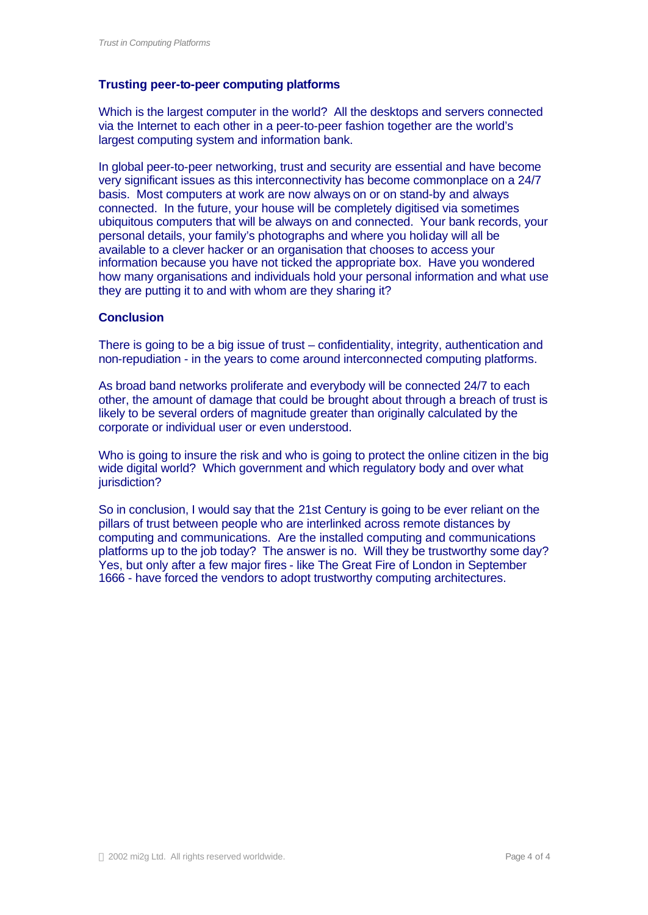### Trusting peer-to-peer computing platforms

Which is the largest computer in the world? All the desktops and servers connected via the Internet to each other in a peer-to-peer fashion together are the world's largest computing system and information bank.

In global peer-to-peer networking, trust and security are essential and have become very significant issues as this interconnectivity has become commonplace on a 24/7 basis. Most computers at work are now always on or on stand-by and always connected. In the future, your house will be completely digitised via sometimes ubiquitous computers that will be always on and connected. Your bank records, your personal details, your family's photographs and where you holiday will all be available to a clever hacker or an organisation that chooses to access your information because you have not ticked the appropriate box. Have you wondered how many organisations and individuals hold your personal information and what use they are putting it to and with whom are they sharing it?

### Conclusion

There is going to be a big issue of trust – confidentiality, integrity, authentication and non-repudiation - in the years to come around interconnected computing platforms.

As broad band networks proliferate and everybody will be connected 24/7 to each other, the amount of damage that could be brought about through a breach of trust is likely to be several orders of magnitude greater than originally calculated by the corporate or individual user or even understood.

Who is going to insure the risk and who is going to protect the online citizen in the big wide digital world? Which government and which regulatory body and over what jurisdiction?

So in conclusion, I would say that the 21st Century is going to be ever reliant on the pillars of trust between people who are interlinked across remote distances by computing and communications. Are the installed computing and communications platforms up to the job today? The answer is no. Will they be trustworthy some day? Yes, but only after a few major fires - like The Great Fire of London in September 1666 - have forced the vendors to adopt trustworthy computing architectures.